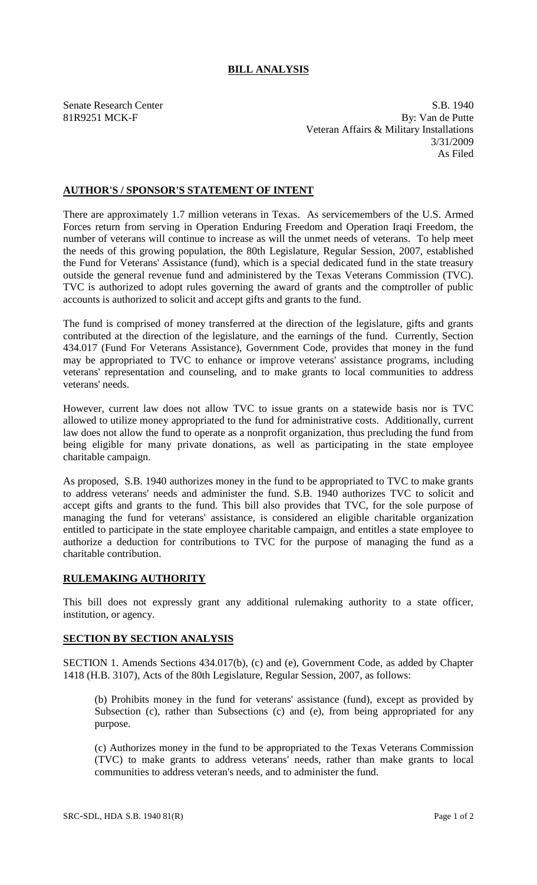# BILL ANALYSIS

Senate Research Center
81R9251 MCK-F

S.B. 1940
By: Van de Putte
Veteran Affairs & Military Installations
3/31/2009
As Filed

## AUTHOR'S / SPONSOR'S STATEMENT OF INTENT

There are approximately 1.7 million veterans in Texas. As servicemembers of the U.S. Armed Forces return from serving in Operation Enduring Freedom and Operation Iraqi Freedom, the number of veterans will continue to increase as will the unmet needs of veterans. To help meet the needs of this growing population, the 80th Legislature, Regular Session, 2007, established the Fund for Veterans' Assistance (fund), which is a special dedicated fund in the state treasury outside the general revenue fund and administered by the Texas Veterans Commission (TVC). TVC is authorized to adopt rules governing the award of grants and the comptroller of public accounts is authorized to solicit and accept gifts and grants to the fund.

The fund is comprised of money transferred at the direction of the legislature, gifts and grants contributed at the direction of the legislature, and the earnings of the fund. Currently, Section 434.017 (Fund For Veterans Assistance), Government Code, provides that money in the fund may be appropriated to TVC to enhance or improve veterans' assistance programs, including veterans' representation and counseling, and to make grants to local communities to address veterans' needs.

However, current law does not allow TVC to issue grants on a statewide basis nor is TVC allowed to utilize money appropriated to the fund for administrative costs. Additionally, current law does not allow the fund to operate as a nonprofit organization, thus precluding the fund from being eligible for many private donations, as well as participating in the state employee charitable campaign.

As proposed, S.B. 1940 authorizes money in the fund to be appropriated to TVC to make grants to address veterans' needs and administer the fund. S.B. 1940 authorizes TVC to solicit and accept gifts and grants to the fund. This bill also provides that TVC, for the sole purpose of managing the fund for veterans' assistance, is considered an eligible charitable organization entitled to participate in the state employee charitable campaign, and entitles a state employee to authorize a deduction for contributions to TVC for the purpose of managing the fund as a charitable contribution.

## RULEMAKING AUTHORITY

This bill does not expressly grant any additional rulemaking authority to a state officer, institution, or agency.

## SECTION BY SECTION ANALYSIS

SECTION 1. Amends Sections 434.017(b), (c) and (e), Government Code, as added by Chapter 1418 (H.B. 3107), Acts of the 80th Legislature, Regular Session, 2007, as follows:

(b) Prohibits money in the fund for veterans' assistance (fund), except as provided by Subsection (c), rather than Subsections (c) and (e), from being appropriated for any purpose.

(c) Authorizes money in the fund to be appropriated to the Texas Veterans Commission (TVC) to make grants to address veterans' needs, rather than make grants to local communities to address veteran's needs, and to administer the fund.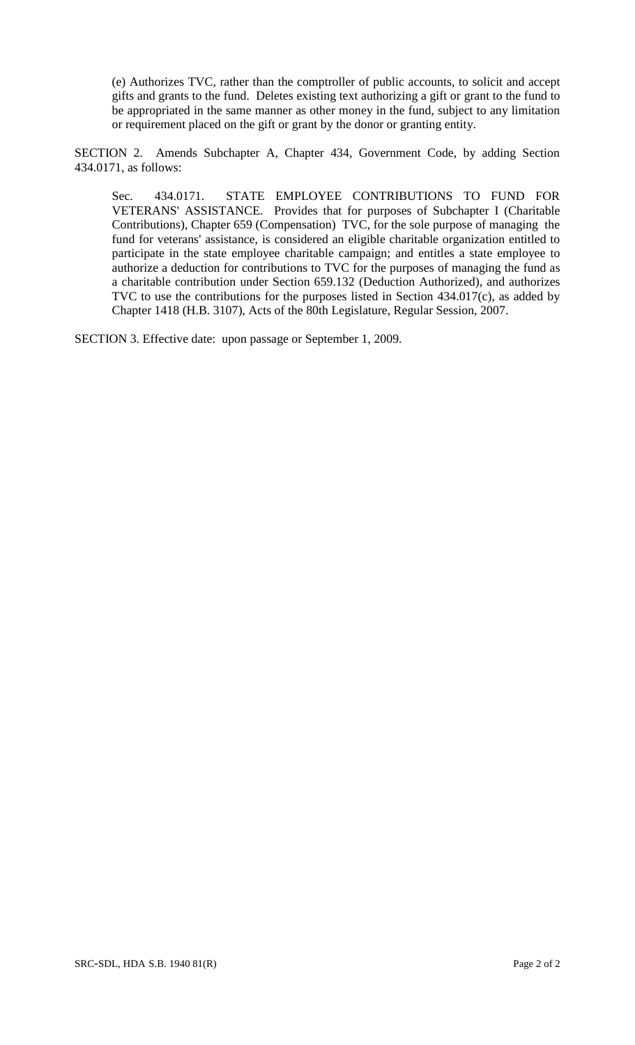(e) Authorizes TVC, rather than the comptroller of public accounts, to solicit and accept gifts and grants to the fund. Deletes existing text authorizing a gift or grant to the fund to be appropriated in the same manner as other money in the fund, subject to any limitation or requirement placed on the gift or grant by the donor or granting entity.

SECTION 2. Amends Subchapter A, Chapter 434, Government Code, by adding Section 434.0171, as follows:

Sec. 434.0171. STATE EMPLOYEE CONTRIBUTIONS TO FUND FOR VETERANS' ASSISTANCE. Provides that for purposes of Subchapter I (Charitable Contributions), Chapter 659 (Compensation) TVC, for the sole purpose of managing the fund for veterans' assistance, is considered an eligible charitable organization entitled to participate in the state employee charitable campaign; and entitles a state employee to authorize a deduction for contributions to TVC for the purposes of managing the fund as a charitable contribution under Section 659.132 (Deduction Authorized), and authorizes TVC to use the contributions for the purposes listed in Section 434.017(c), as added by Chapter 1418 (H.B. 3107), Acts of the 80th Legislature, Regular Session, 2007.

SECTION 3. Effective date: upon passage or September 1, 2009.